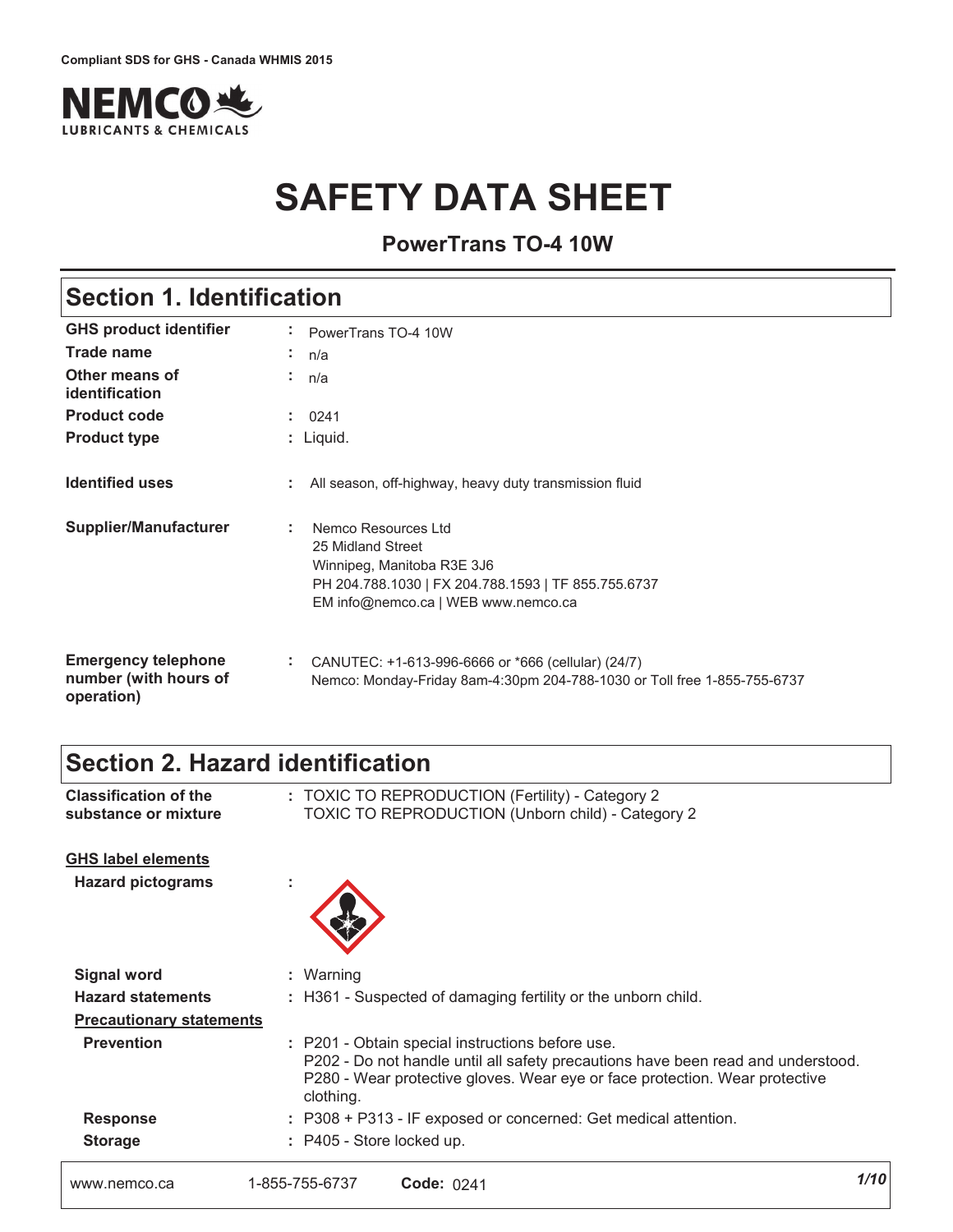Compliant SDS for GHS - Canada WHMIS 2015

NEMCO LUBRICANTS & CHEMICALS

# SAFETY DATA SHEET

**PowerTrans TO-4 10W**

## Section 1. Identification

| | |
|---|---|
| **GHS product identifier** | : PowerTrans TO-4 10W |
| **Trade name** | : n/a |
| **Other means of identification** | : n/a |
| **Product code** | : 0241 |
| **Product type** | : Liquid. |
| **Identified uses** | : All season, off-highway, heavy duty transmission fluid |
| **Supplier/Manufacturer** | : Nemco Resources Ltd<br>25 Midland Street<br>Winnipeg, Manitoba R3E 3J6<br>PH 204.788.1030 \| FX 204.788.1593 \| TF 855.755.6737<br>EM info@nemco.ca \| WEB www.nemco.ca |
| **Emergency telephone number (with hours of operation)** | : CANUTEC: +1-613-996-6666 or *666 (cellular) (24/7)<br>Nemco: Monday-Friday 8am-4:30pm 204-788-1030 or Toll free 1-855-755-6737 |

## Section 2. Hazard identification

| | |
|---|---|
| **Classification of the substance or mixture** | : TOXIC TO REPRODUCTION (Fertility) - Category 2<br>TOXIC TO REPRODUCTION (Unborn child) - Category 2 |

**GHS label elements**

| | |
|---|---|
| **Hazard pictograms** | : |
| **Signal word** | : Warning |
| **Hazard statements** | : H361 - Suspected of damaging fertility or the unborn child. |

**Precautionary statements**

| | |
|---|---|
| **Prevention** | : P201 - Obtain special instructions before use.<br>P202 - Do not handle until all safety precautions have been read and understood.<br>P280 - Wear protective gloves. Wear eye or face protection. Wear protective clothing. |
| **Response** | : P308 + P313 - IF exposed or concerned: Get medical attention. |
| **Storage** | : P405 - Store locked up. |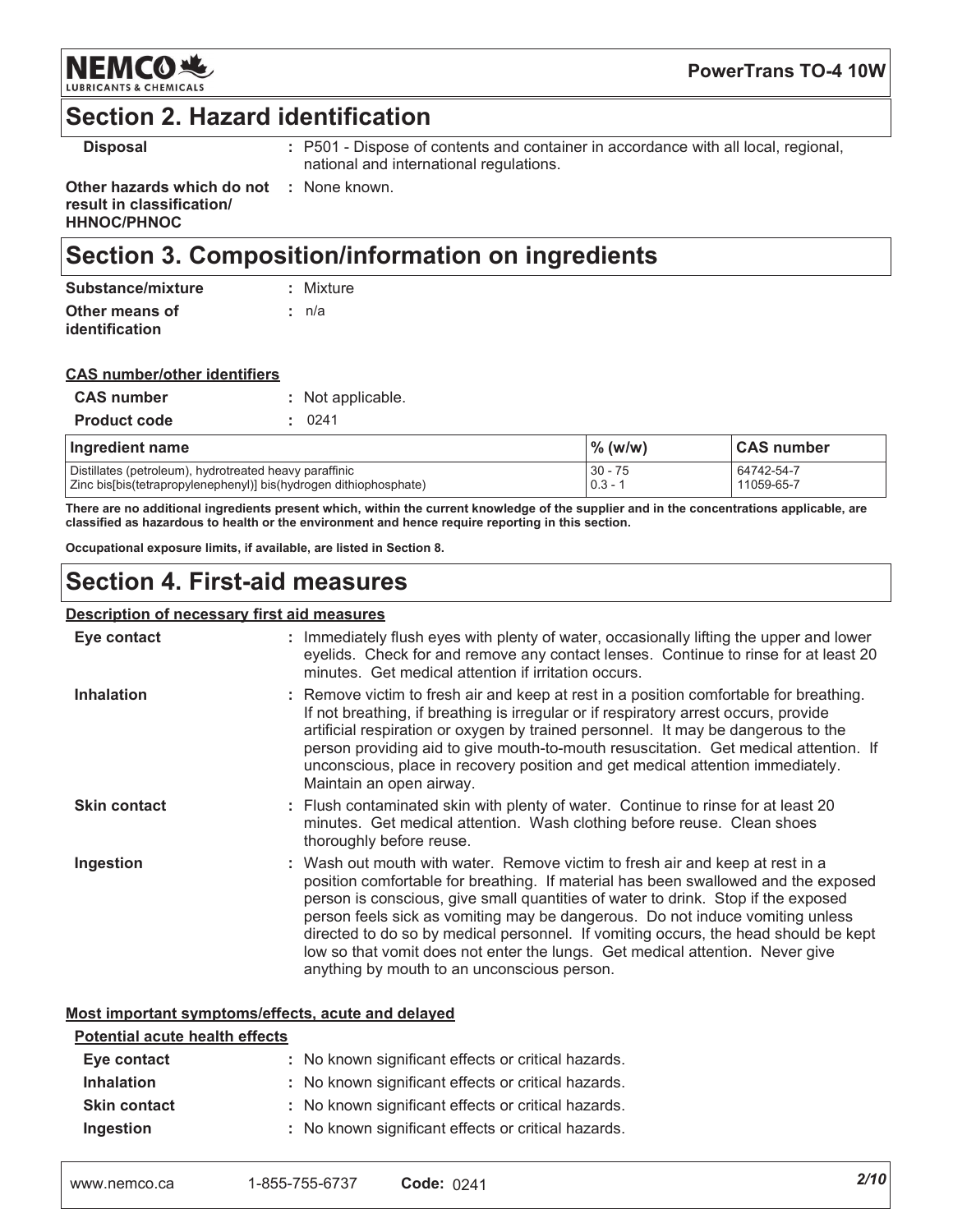## Section 2. Hazard identification

**Disposal** : P501 - Dispose of contents and container in accordance with all local, regional, national and international regulations.

**Other hazards which do not result in classification/ HHNOC/PHNOC** : None known.

## Section 3. Composition/information on ingredients

**Substance/mixture** : Mixture

**Other means of identification** : n/a

**CAS number/other identifiers**

**CAS number** : Not applicable.

**Product code** : 0241

| Ingredient name | % (w/w) | CAS number |
|---|---|---|
| Distillates (petroleum), hydrotreated heavy paraffinic | 30 - 75 | 64742-54-7 |
| Zinc bis[bis(tetrapropylenephenyl)] bis(hydrogen dithiophosphate) | 0.3 - 1 | 11059-65-7 |

**There are no additional ingredients present which, within the current knowledge of the supplier and in the concentrations applicable, are classified as hazardous to health or the environment and hence require reporting in this section.**

**Occupational exposure limits, if available, are listed in Section 8.**

## Section 4. First-aid measures

**Description of necessary first aid measures**

**Eye contact** : Immediately flush eyes with plenty of water, occasionally lifting the upper and lower eyelids. Check for and remove any contact lenses. Continue to rinse for at least 20 minutes. Get medical attention if irritation occurs.

**Inhalation** : Remove victim to fresh air and keep at rest in a position comfortable for breathing. If not breathing, if breathing is irregular or if respiratory arrest occurs, provide artificial respiration or oxygen by trained personnel. It may be dangerous to the person providing aid to give mouth-to-mouth resuscitation. Get medical attention. If unconscious, place in recovery position and get medical attention immediately. Maintain an open airway.

**Skin contact** : Flush contaminated skin with plenty of water. Continue to rinse for at least 20 minutes. Get medical attention. Wash clothing before reuse. Clean shoes thoroughly before reuse.

**Ingestion** : Wash out mouth with water. Remove victim to fresh air and keep at rest in a position comfortable for breathing. If material has been swallowed and the exposed person is conscious, give small quantities of water to drink. Stop if the exposed person feels sick as vomiting may be dangerous. Do not induce vomiting unless directed to do so by medical personnel. If vomiting occurs, the head should be kept low so that vomit does not enter the lungs. Get medical attention. Never give anything by mouth to an unconscious person.

**Most important symptoms/effects, acute and delayed**

**Potential acute health effects**

**Eye contact** : No known significant effects or critical hazards.

**Inhalation** : No known significant effects or critical hazards.

**Skin contact** : No known significant effects or critical hazards.

**Ingestion** : No known significant effects or critical hazards.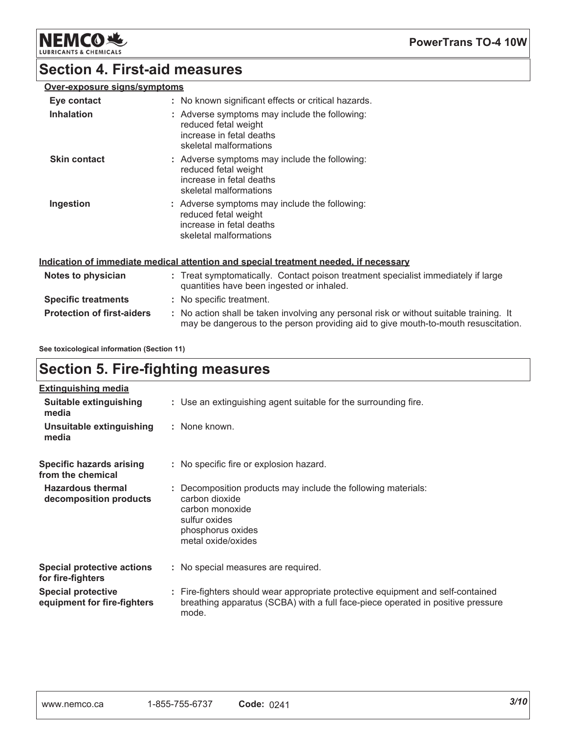## Section 4. First-aid measures

**Over-exposure signs/symptoms**

| | |
|---|---|
| **Eye contact** | : No known significant effects or critical hazards. |
| **Inhalation** | : Adverse symptoms may include the following:<br>reduced fetal weight<br>increase in fetal deaths<br>skeletal malformations |
| **Skin contact** | : Adverse symptoms may include the following:<br>reduced fetal weight<br>increase in fetal deaths<br>skeletal malformations |
| **Ingestion** | : Adverse symptoms may include the following:<br>reduced fetal weight<br>increase in fetal deaths<br>skeletal malformations |

**Indication of immediate medical attention and special treatment needed, if necessary**

| | |
|---|---|
| **Notes to physician** | : Treat symptomatically. Contact poison treatment specialist immediately if large quantities have been ingested or inhaled. |
| **Specific treatments** | : No specific treatment. |
| **Protection of first-aiders** | : No action shall be taken involving any personal risk or without suitable training. It may be dangerous to the person providing aid to give mouth-to-mouth resuscitation. |

**See toxicological information (Section 11)**

## Section 5. Fire-fighting measures

**Extinguishing media**

| | |
|---|---|
| **Suitable extinguishing media** | : Use an extinguishing agent suitable for the surrounding fire. |
| **Unsuitable extinguishing media** | : None known. |
| **Specific hazards arising from the chemical** | : No specific fire or explosion hazard. |
| **Hazardous thermal decomposition products** | : Decomposition products may include the following materials:<br>carbon dioxide<br>carbon monoxide<br>sulfur oxides<br>phosphorus oxides<br>metal oxide/oxides |
| **Special protective actions for fire-fighters** | : No special measures are required. |
| **Special protective equipment for fire-fighters** | : Fire-fighters should wear appropriate protective equipment and self-contained breathing apparatus (SCBA) with a full face-piece operated in positive pressure mode. |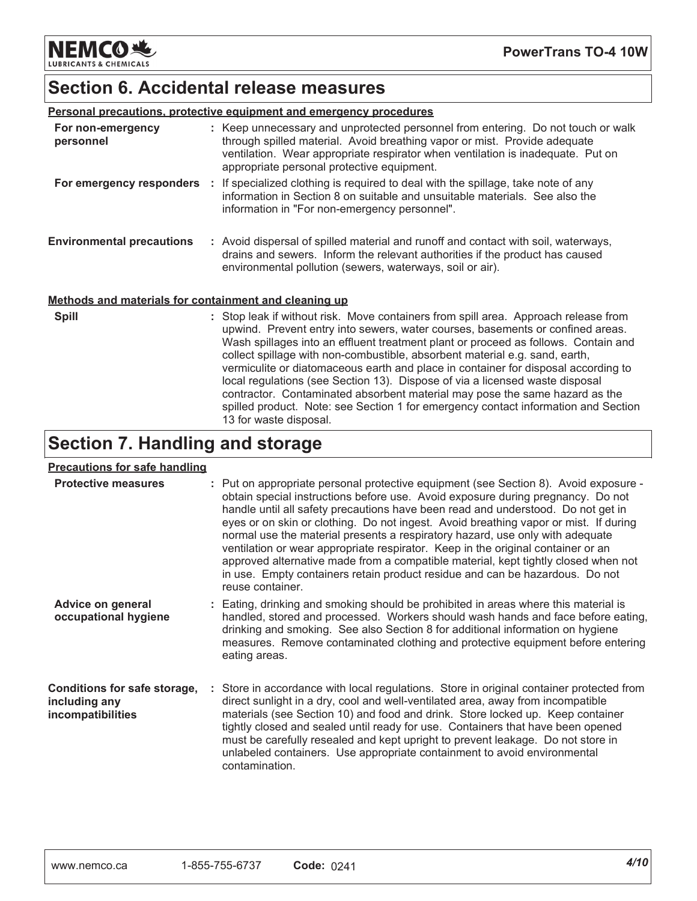## Section 6. Accidental release measures

**Personal precautions, protective equipment and emergency procedures**

**For non-emergency personnel** : Keep unnecessary and unprotected personnel from entering. Do not touch or walk through spilled material. Avoid breathing vapor or mist. Provide adequate ventilation. Wear appropriate respirator when ventilation is inadequate. Put on appropriate personal protective equipment.

**For emergency responders** : If specialized clothing is required to deal with the spillage, take note of any information in Section 8 on suitable and unsuitable materials. See also the information in "For non-emergency personnel".

**Environmental precautions** : Avoid dispersal of spilled material and runoff and contact with soil, waterways, drains and sewers. Inform the relevant authorities if the product has caused environmental pollution (sewers, waterways, soil or air).

**Methods and materials for containment and cleaning up**

**Spill** : Stop leak if without risk. Move containers from spill area. Approach release from upwind. Prevent entry into sewers, water courses, basements or confined areas. Wash spillages into an effluent treatment plant or proceed as follows. Contain and collect spillage with non-combustible, absorbent material e.g. sand, earth, vermiculite or diatomaceous earth and place in container for disposal according to local regulations (see Section 13). Dispose of via a licensed waste disposal contractor. Contaminated absorbent material may pose the same hazard as the spilled product. Note: see Section 1 for emergency contact information and Section 13 for waste disposal.

## Section 7. Handling and storage

**Precautions for safe handling**

**Protective measures** : Put on appropriate personal protective equipment (see Section 8). Avoid exposure - obtain special instructions before use. Avoid exposure during pregnancy. Do not handle until all safety precautions have been read and understood. Do not get in eyes or on skin or clothing. Do not ingest. Avoid breathing vapor or mist. If during normal use the material presents a respiratory hazard, use only with adequate ventilation or wear appropriate respirator. Keep in the original container or an approved alternative made from a compatible material, kept tightly closed when not in use. Empty containers retain product residue and can be hazardous. Do not reuse container.

**Advice on general occupational hygiene** : Eating, drinking and smoking should be prohibited in areas where this material is handled, stored and processed. Workers should wash hands and face before eating, drinking and smoking. See also Section 8 for additional information on hygiene measures. Remove contaminated clothing and protective equipment before entering eating areas.

**Conditions for safe storage, including any incompatibilities** : Store in accordance with local regulations. Store in original container protected from direct sunlight in a dry, cool and well-ventilated area, away from incompatible materials (see Section 10) and food and drink. Store locked up. Keep container tightly closed and sealed until ready for use. Containers that have been opened must be carefully resealed and kept upright to prevent leakage. Do not store in unlabeled containers. Use appropriate containment to avoid environmental contamination.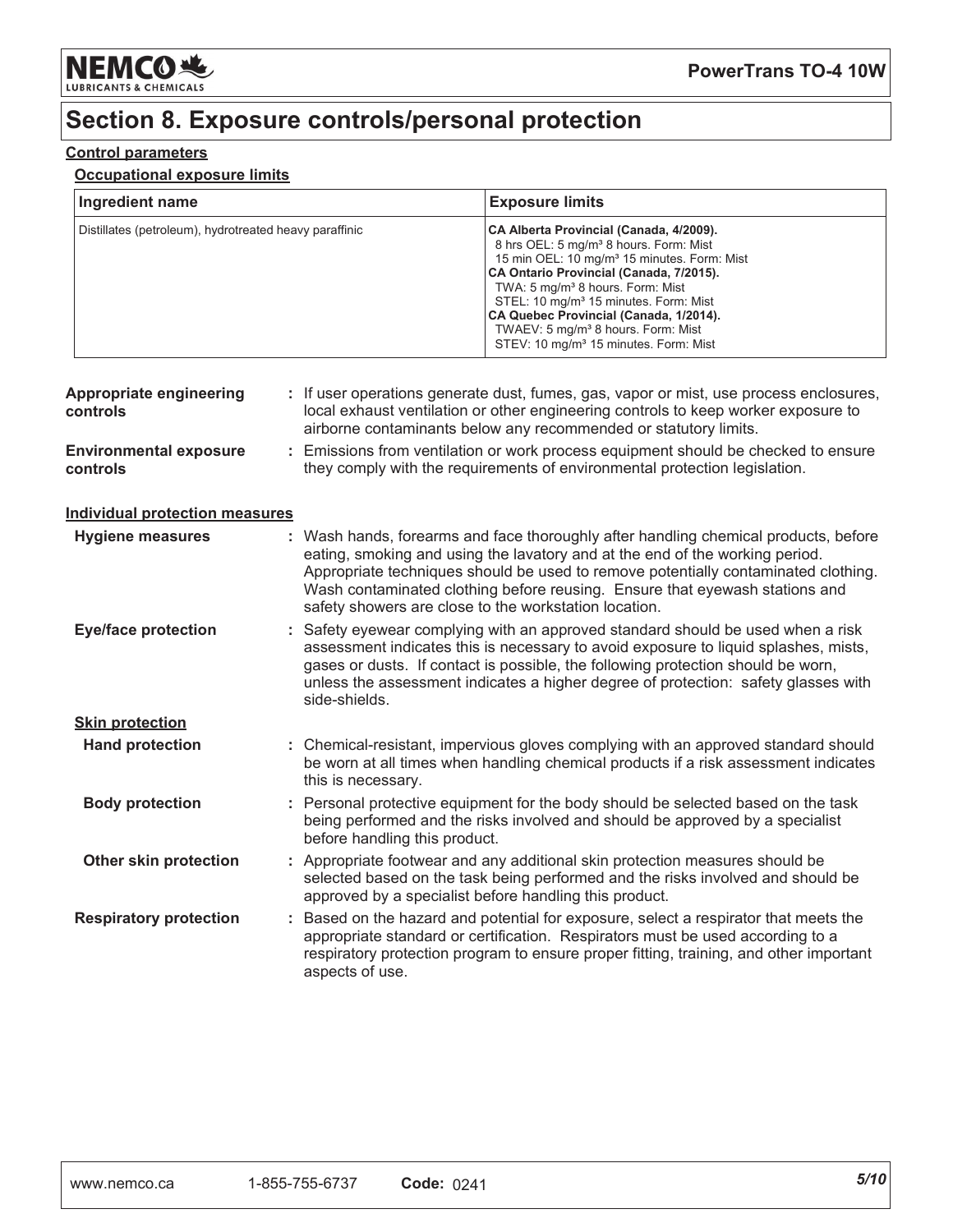# Section 8. Exposure controls/personal protection

**Control parameters**

**Occupational exposure limits**

| Ingredient name | Exposure limits |
|---|---|
| Distillates (petroleum), hydrotreated heavy paraffinic | **CA Alberta Provincial (Canada, 4/2009).**<br>8 hrs OEL: 5 mg/m³ 8 hours. Form: Mist<br>15 min OEL: 10 mg/m³ 15 minutes. Form: Mist<br>**CA Ontario Provincial (Canada, 7/2015).**<br>TWA: 5 mg/m³ 8 hours. Form: Mist<br>STEL: 10 mg/m³ 15 minutes. Form: Mist<br>**CA Quebec Provincial (Canada, 1/2014).**<br>TWAEV: 5 mg/m³ 8 hours. Form: Mist<br>STEV: 10 mg/m³ 15 minutes. Form: Mist |

**Appropriate engineering controls** : If user operations generate dust, fumes, gas, vapor or mist, use process enclosures, local exhaust ventilation or other engineering controls to keep worker exposure to airborne contaminants below any recommended or statutory limits.

**Environmental exposure controls** : Emissions from ventilation or work process equipment should be checked to ensure they comply with the requirements of environmental protection legislation.

**Individual protection measures**

**Hygiene measures** : Wash hands, forearms and face thoroughly after handling chemical products, before eating, smoking and using the lavatory and at the end of the working period. Appropriate techniques should be used to remove potentially contaminated clothing. Wash contaminated clothing before reusing. Ensure that eyewash stations and safety showers are close to the workstation location.

**Eye/face protection** : Safety eyewear complying with an approved standard should be used when a risk assessment indicates this is necessary to avoid exposure to liquid splashes, mists, gases or dusts. If contact is possible, the following protection should be worn, unless the assessment indicates a higher degree of protection: safety glasses with side-shields.

**Skin protection**

**Hand protection** : Chemical-resistant, impervious gloves complying with an approved standard should be worn at all times when handling chemical products if a risk assessment indicates this is necessary.

**Body protection** : Personal protective equipment for the body should be selected based on the task being performed and the risks involved and should be approved by a specialist before handling this product.

**Other skin protection** : Appropriate footwear and any additional skin protection measures should be selected based on the task being performed and the risks involved and should be approved by a specialist before handling this product.

**Respiratory protection** : Based on the hazard and potential for exposure, select a respirator that meets the appropriate standard or certification. Respirators must be used according to a respiratory protection program to ensure proper fitting, training, and other important aspects of use.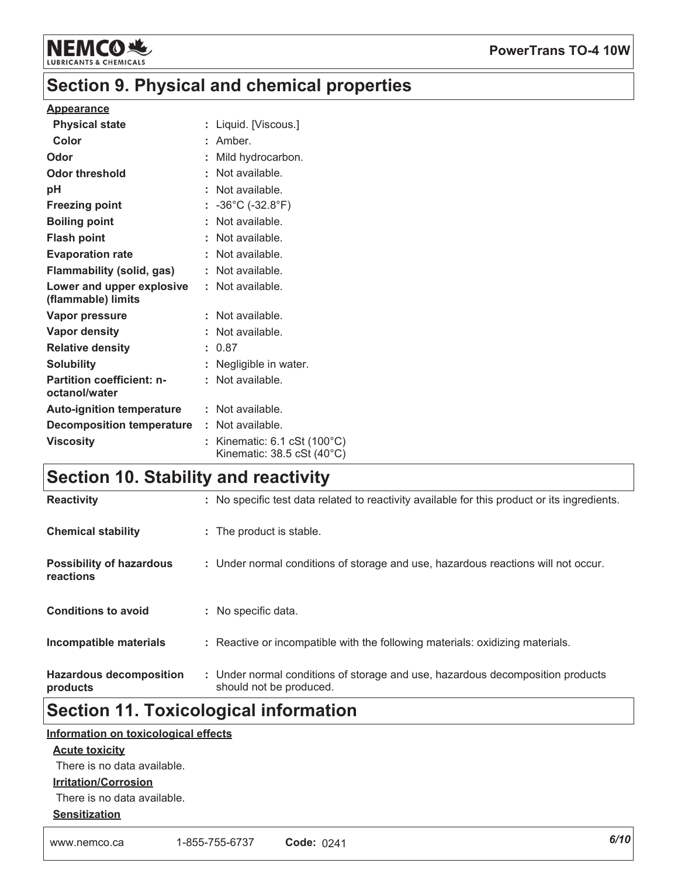## Section 9. Physical and chemical properties

**Appearance**

| | |
|---|---|
| **Physical state** | : Liquid. [Viscous.] |
| **Color** | : Amber. |
| **Odor** | : Mild hydrocarbon. |
| **Odor threshold** | : Not available. |
| **pH** | : Not available. |
| **Freezing point** | : -36°C (-32.8°F) |
| **Boiling point** | : Not available. |
| **Flash point** | : Not available. |
| **Evaporation rate** | : Not available. |
| **Flammability (solid, gas)** | : Not available. |
| **Lower and upper explosive (flammable) limits** | : Not available. |
| **Vapor pressure** | : Not available. |
| **Vapor density** | : Not available. |
| **Relative density** | : 0.87 |
| **Solubility** | : Negligible in water. |
| **Partition coefficient: n-octanol/water** | : Not available. |
| **Auto-ignition temperature** | : Not available. |
| **Decomposition temperature** | : Not available. |
| **Viscosity** | : Kinematic: 6.1 cSt (100°C)<br>Kinematic: 38.5 cSt (40°C) |

## Section 10. Stability and reactivity

| | |
|---|---|
| **Reactivity** | : No specific test data related to reactivity available for this product or its ingredients. |
| **Chemical stability** | : The product is stable. |
| **Possibility of hazardous reactions** | : Under normal conditions of storage and use, hazardous reactions will not occur. |
| **Conditions to avoid** | : No specific data. |
| **Incompatible materials** | : Reactive or incompatible with the following materials: oxidizing materials. |
| **Hazardous decomposition products** | : Under normal conditions of storage and use, hazardous decomposition products should not be produced. |

## Section 11. Toxicological information

**Information on toxicological effects**

**Acute toxicity**

There is no data available.

**Irritation/Corrosion**

There is no data available.

**Sensitization**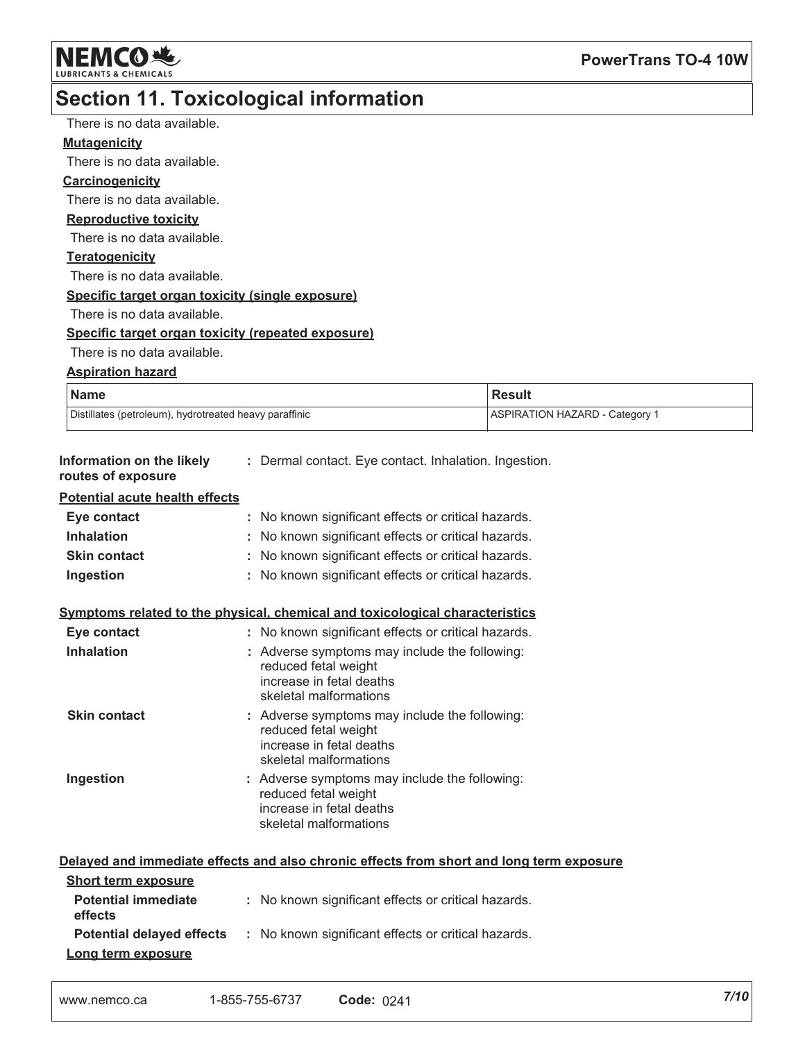## Section 11. Toxicological information

There is no data available.

**Mutagenicity**

There is no data available.

**Carcinogenicity**

There is no data available.

**Reproductive toxicity**

There is no data available.

**Teratogenicity**

There is no data available.

**Specific target organ toxicity (single exposure)**

There is no data available.

**Specific target organ toxicity (repeated exposure)**

There is no data available.

**Aspiration hazard**

| Name | Result |
| --- | --- |
| Distillates (petroleum), hydrotreated heavy paraffinic | ASPIRATION HAZARD - Category 1 |

**Information on the likely routes of exposure** : Dermal contact. Eye contact. Inhalation. Ingestion.

**Potential acute health effects**

- **Eye contact** : No known significant effects or critical hazards.
- **Inhalation** : No known significant effects or critical hazards.
- **Skin contact** : No known significant effects or critical hazards.
- **Ingestion** : No known significant effects or critical hazards.

**Symptoms related to the physical, chemical and toxicological characteristics**

- **Eye contact** : No known significant effects or critical hazards.
- **Inhalation** : Adverse symptoms may include the following:
  reduced fetal weight
  increase in fetal deaths
  skeletal malformations
- **Skin contact** : Adverse symptoms may include the following:
  reduced fetal weight
  increase in fetal deaths
  skeletal malformations
- **Ingestion** : Adverse symptoms may include the following:
  reduced fetal weight
  increase in fetal deaths
  skeletal malformations

**Delayed and immediate effects and also chronic effects from short and long term exposure**

**Short term exposure**

- **Potential immediate effects** : No known significant effects or critical hazards.
- **Potential delayed effects** : No known significant effects or critical hazards.

**Long term exposure**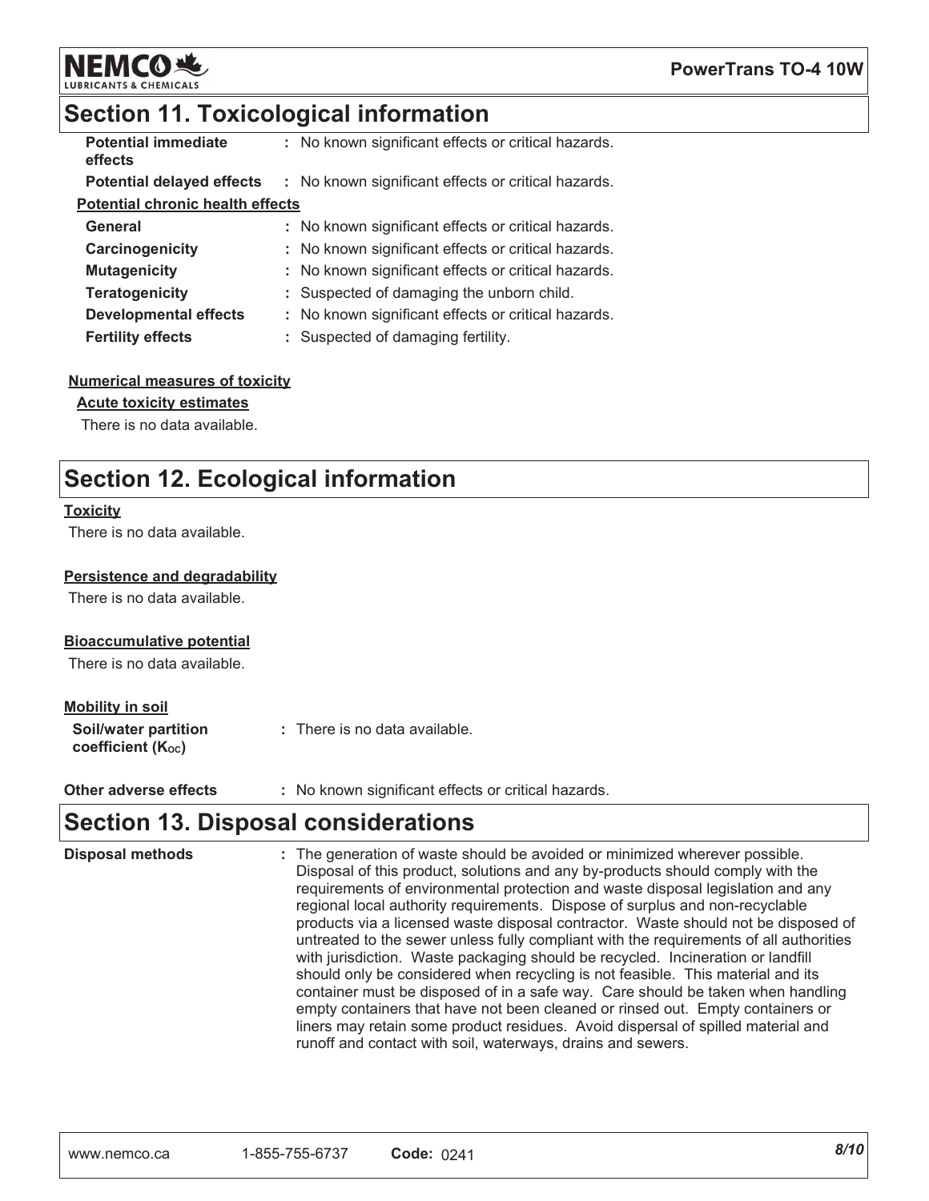## Section 11. Toxicological information

| | |
|---|---|
| **Potential immediate effects** | : No known significant effects or critical hazards. |
| **Potential delayed effects** | : No known significant effects or critical hazards. |

**Potential chronic health effects**

| | |
|---|---|
| **General** | : No known significant effects or critical hazards. |
| **Carcinogenicity** | : No known significant effects or critical hazards. |
| **Mutagenicity** | : No known significant effects or critical hazards. |
| **Teratogenicity** | : Suspected of damaging the unborn child. |
| **Developmental effects** | : No known significant effects or critical hazards. |
| **Fertility effects** | : Suspected of damaging fertility. |

**Numerical measures of toxicity**

**Acute toxicity estimates**

There is no data available.

## Section 12. Ecological information

**Toxicity**

There is no data available.

**Persistence and degradability**

There is no data available.

**Bioaccumulative potential**

There is no data available.

**Mobility in soil**

| | |
|---|---|
| **Soil/water partition coefficient ($K_{OC}$)** | : There is no data available. |
| **Other adverse effects** | : No known significant effects or critical hazards. |

## Section 13. Disposal considerations

**Disposal methods** : The generation of waste should be avoided or minimized wherever possible. Disposal of this product, solutions and any by-products should comply with the requirements of environmental protection and waste disposal legislation and any regional local authority requirements. Dispose of surplus and non-recyclable products via a licensed waste disposal contractor. Waste should not be disposed of untreated to the sewer unless fully compliant with the requirements of all authorities with jurisdiction. Waste packaging should be recycled. Incineration or landfill should only be considered when recycling is not feasible. This material and its container must be disposed of in a safe way. Care should be taken when handling empty containers that have not been cleaned or rinsed out. Empty containers or liners may retain some product residues. Avoid dispersal of spilled material and runoff and contact with soil, waterways, drains and sewers.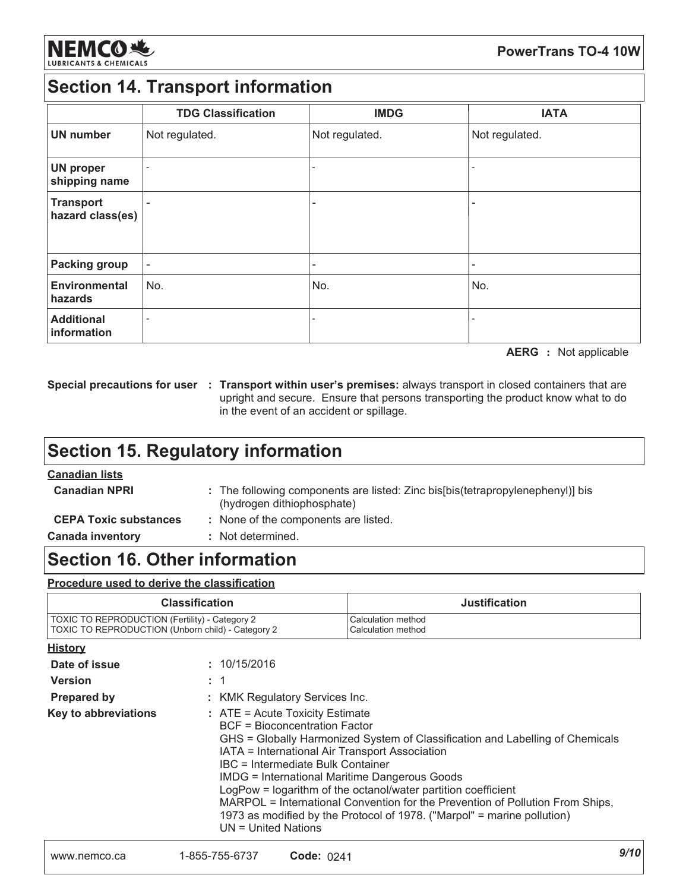## Section 14. Transport information

| | TDG Classification | IMDG | IATA |
|---|---|---|---|
| **UN number** | Not regulated. | Not regulated. | Not regulated. |
| **UN proper shipping name** | - | - | - |
| **Transport hazard class(es)** | - | - | - |
| **Packing group** | - | - | - |
| **Environmental hazards** | No. | No. | No. |
| **Additional information** | - | - | - |

**AERG** : Not applicable

**Special precautions for user** : **Transport within user's premises:** always transport in closed containers that are upright and secure. Ensure that persons transporting the product know what to do in the event of an accident or spillage.

## Section 15. Regulatory information

**Canadian lists**

**Canadian NPRI** : The following components are listed: Zinc bis[bis(tetrapropylenephenyl)] bis (hydrogen dithiophosphate)

**CEPA Toxic substances** : None of the components are listed.

**Canada inventory** : Not determined.

## Section 16. Other information

**Procedure used to derive the classification**

| Classification | Justification |
|---|---|
| TOXIC TO REPRODUCTION (Fertility) - Category 2<br>TOXIC TO REPRODUCTION (Unborn child) - Category 2 | Calculation method<br>Calculation method |

**History**

**Date of issue** : 10/15/2016

**Version** : 1

**Prepared by** : KMK Regulatory Services Inc.

**Key to abbreviations** : ATE = Acute Toxicity Estimate
BCF = Bioconcentration Factor
GHS = Globally Harmonized System of Classification and Labelling of Chemicals
IATA = International Air Transport Association
IBC = Intermediate Bulk Container
IMDG = International Maritime Dangerous Goods
LogPow = logarithm of the octanol/water partition coefficient
MARPOL = International Convention for the Prevention of Pollution From Ships, 1973 as modified by the Protocol of 1978. ("Marpol" = marine pollution)
UN = United Nations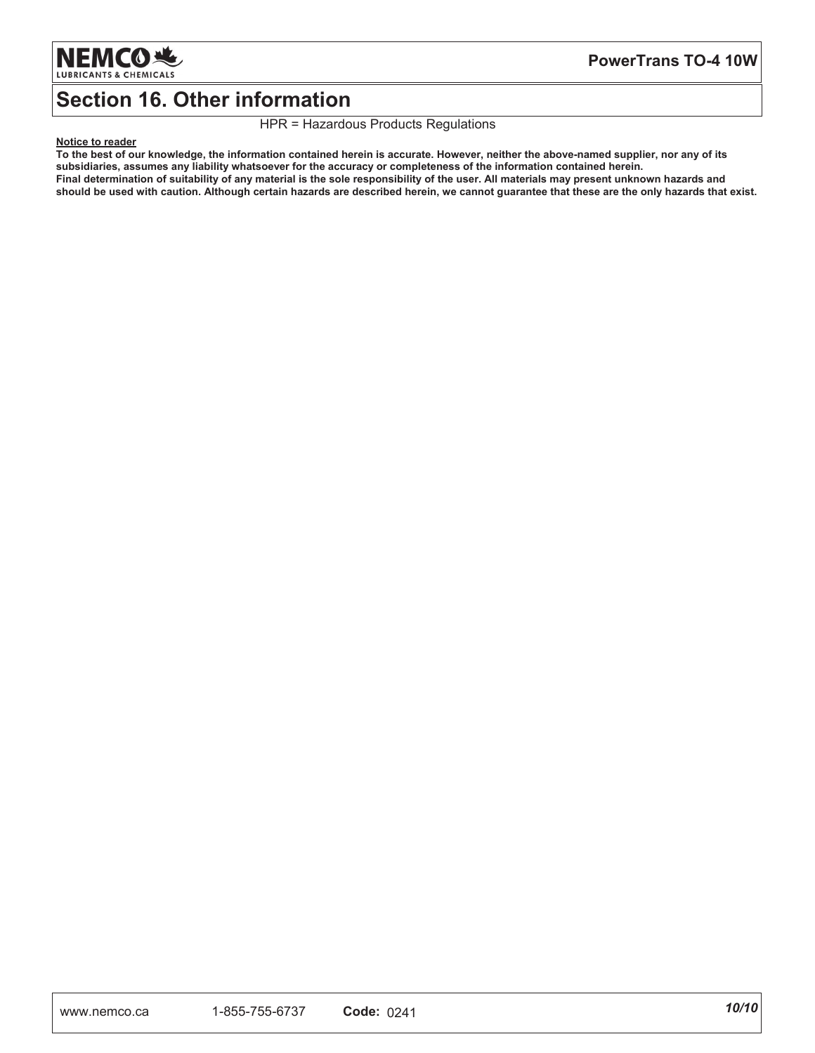## Section 16. Other information

HPR = Hazardous Products Regulations

**Notice to reader**

**To the best of our knowledge, the information contained herein is accurate. However, neither the above-named supplier, nor any of its subsidiaries, assumes any liability whatsoever for the accuracy or completeness of the information contained herein.**
**Final determination of suitability of any material is the sole responsibility of the user. All materials may present unknown hazards and should be used with caution. Although certain hazards are described herein, we cannot guarantee that these are the only hazards that exist.**